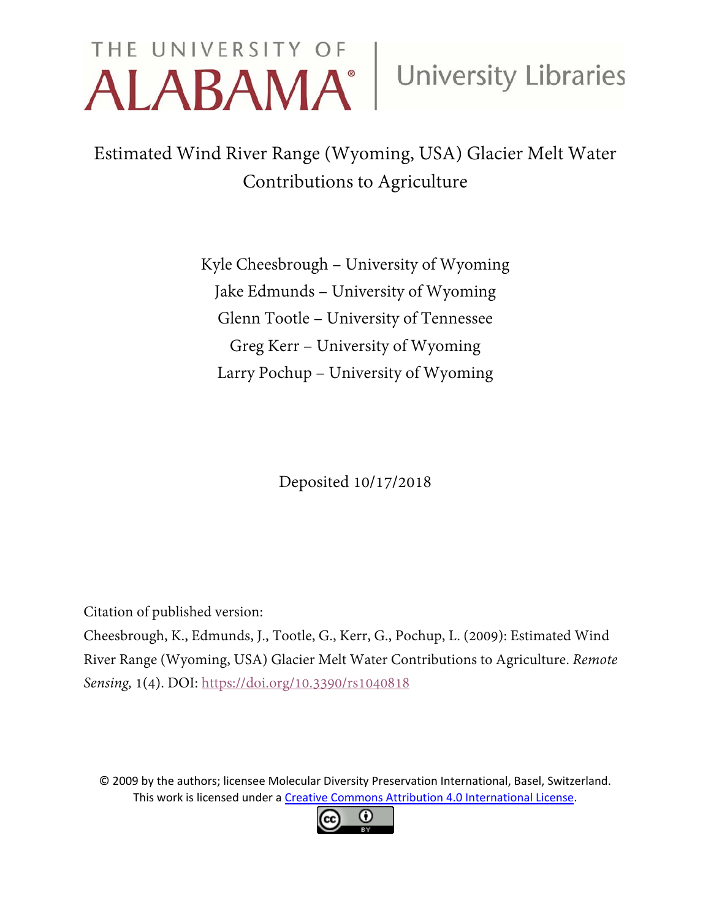THE UNIVERSITY OF ALABAMA | University Libraries

# Estimated Wind River Range (Wyoming, USA) Glacier Melt Water Contributions to Agriculture

Kyle Cheesbrough – University of Wyoming
Jake Edmunds – University of Wyoming
Glenn Tootle – University of Tennessee
Greg Kerr – University of Wyoming
Larry Pochup – University of Wyoming

Deposited 10/17/2018

Citation of published version:

Cheesbrough, K., Edmunds, J., Tootle, G., Kerr, G., Pochup, L. (2009): Estimated Wind River Range (Wyoming, USA) Glacier Melt Water Contributions to Agriculture. *Remote Sensing,* 1(4). DOI: https://doi.org/10.3390/rs1040818

© 2009 by the authors; licensee Molecular Diversity Preservation International, Basel, Switzerland.
This work is licensed under a Creative Commons Attribution 4.0 International License.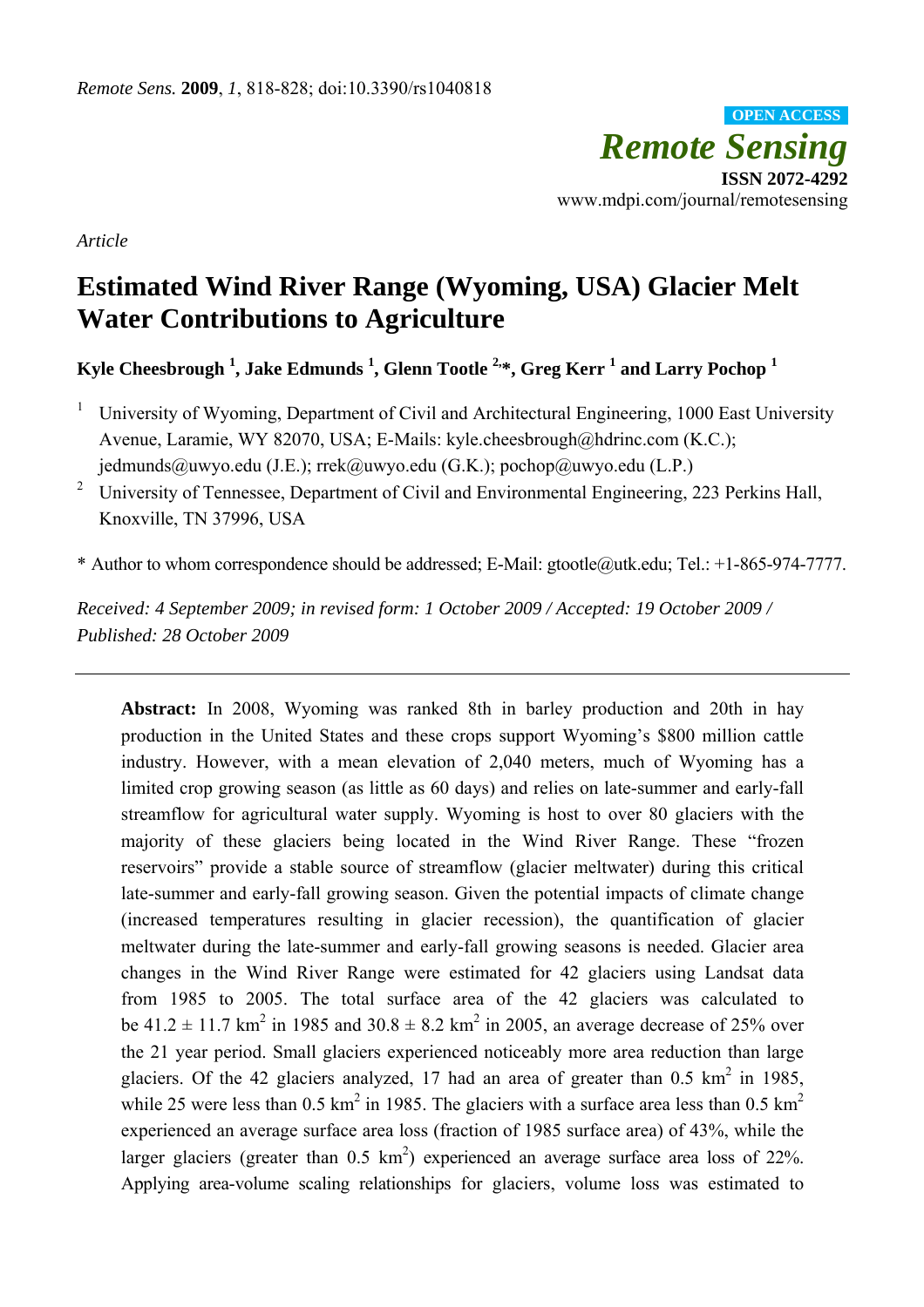*Article*

# Estimated Wind River Range (Wyoming, USA) Glacier Melt Water Contributions to Agriculture

**Kyle Cheesbrough [1], Jake Edmunds [1], Glenn Tootle [2,*], Greg Kerr [1] and Larry Pochop [1]**

[1] University of Wyoming, Department of Civil and Architectural Engineering, 1000 East University Avenue, Laramie, WY 82070, USA; E-Mails: kyle.cheesbrough@hdrinc.com (K.C.); jedmunds@uwyo.edu (J.E.); rrek@uwyo.edu (G.K.); pochop@uwyo.edu (L.P.)

[2] University of Tennessee, Department of Civil and Environmental Engineering, 223 Perkins Hall, Knoxville, TN 37996, USA

\* Author to whom correspondence should be addressed; E-Mail: gtootle@utk.edu; Tel.: +1-865-974-7777.

*Received: 4 September 2009; in revised form: 1 October 2009 / Accepted: 19 October 2009 / Published: 28 October 2009*

---

**Abstract:** In 2008, Wyoming was ranked 8th in barley production and 20th in hay production in the United States and these crops support Wyoming's $800 million cattle industry. However, with a mean elevation of 2,040 meters, much of Wyoming has a limited crop growing season (as little as 60 days) and relies on late-summer and early-fall streamflow for agricultural water supply. Wyoming is host to over 80 glaciers with the majority of these glaciers being located in the Wind River Range. These "frozen reservoirs" provide a stable source of streamflow (glacier meltwater) during this critical late-summer and early-fall growing season. Given the potential impacts of climate change (increased temperatures resulting in glacier recession), the quantification of glacier meltwater during the late-summer and early-fall growing seasons is needed. Glacier area changes in the Wind River Range were estimated for 42 glaciers using Landsat data from 1985 to 2005. The total surface area of the 42 glaciers was calculated to be $41.2 \pm 11.7$ km$^2$ in 1985 and $30.8 \pm 8.2$ km$^2$ in 2005, an average decrease of 25% over the 21 year period. Small glaciers experienced noticeably more area reduction than large glaciers. Of the 42 glaciers analyzed, 17 had an area of greater than 0.5 km$^2$ in 1985, while 25 were less than 0.5 km$^2$ in 1985. The glaciers with a surface area less than 0.5 km$^2$ experienced an average surface area loss (fraction of 1985 surface area) of 43%, while the larger glaciers (greater than 0.5 km$^2$) experienced an average surface area loss of 22%. Applying area-volume scaling relationships for glaciers, volume loss was estimated to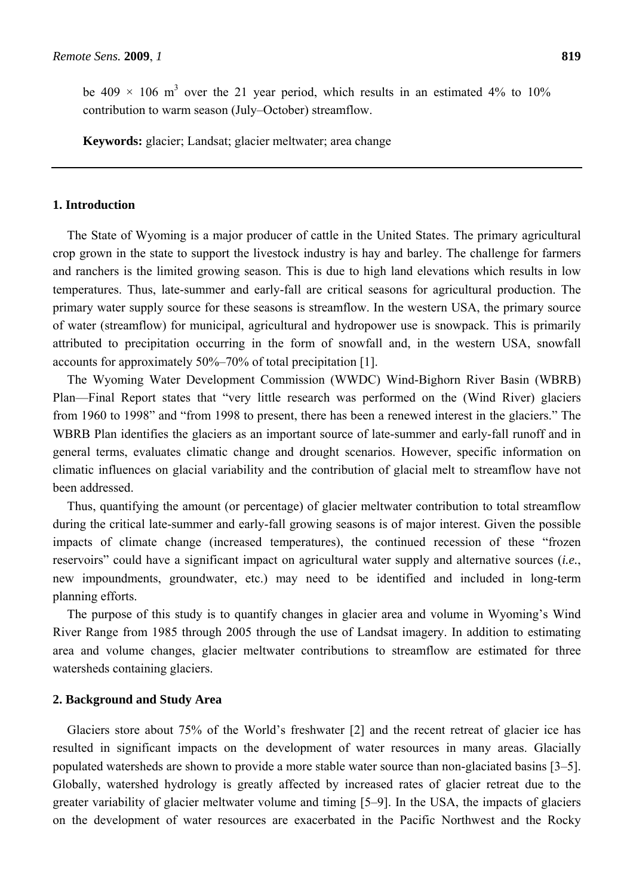be $409 \times 10^6$ m$^3$ over the 21 year period, which results in an estimated 4% to 10% contribution to warm season (July–October) streamflow.

**Keywords:** glacier; Landsat; glacier meltwater; area change

## 1. Introduction

The State of Wyoming is a major producer of cattle in the United States. The primary agricultural crop grown in the state to support the livestock industry is hay and barley. The challenge for farmers and ranchers is the limited growing season. This is due to high land elevations which results in low temperatures. Thus, late-summer and early-fall are critical seasons for agricultural production. The primary water supply source for these seasons is streamflow. In the western USA, the primary source of water (streamflow) for municipal, agricultural and hydropower use is snowpack. This is primarily attributed to precipitation occurring in the form of snowfall and, in the western USA, snowfall accounts for approximately 50%–70% of total precipitation [1].

The Wyoming Water Development Commission (WWDC) Wind-Bighorn River Basin (WBRB) Plan—Final Report states that "very little research was performed on the (Wind River) glaciers from 1960 to 1998" and "from 1998 to present, there has been a renewed interest in the glaciers." The WBRB Plan identifies the glaciers as an important source of late-summer and early-fall runoff and in general terms, evaluates climatic change and drought scenarios. However, specific information on climatic influences on glacial variability and the contribution of glacial melt to streamflow have not been addressed.

Thus, quantifying the amount (or percentage) of glacier meltwater contribution to total streamflow during the critical late-summer and early-fall growing seasons is of major interest. Given the possible impacts of climate change (increased temperatures), the continued recession of these "frozen reservoirs" could have a significant impact on agricultural water supply and alternative sources (*i.e.*, new impoundments, groundwater, etc.) may need to be identified and included in long-term planning efforts.

The purpose of this study is to quantify changes in glacier area and volume in Wyoming's Wind River Range from 1985 through 2005 through the use of Landsat imagery. In addition to estimating area and volume changes, glacier meltwater contributions to streamflow are estimated for three watersheds containing glaciers.

## 2. Background and Study Area

Glaciers store about 75% of the World's freshwater [2] and the recent retreat of glacier ice has resulted in significant impacts on the development of water resources in many areas. Glacially populated watersheds are shown to provide a more stable water source than non-glaciated basins [3–5]. Globally, watershed hydrology is greatly affected by increased rates of glacier retreat due to the greater variability of glacier meltwater volume and timing [5–9]. In the USA, the impacts of glaciers on the development of water resources are exacerbated in the Pacific Northwest and the Rocky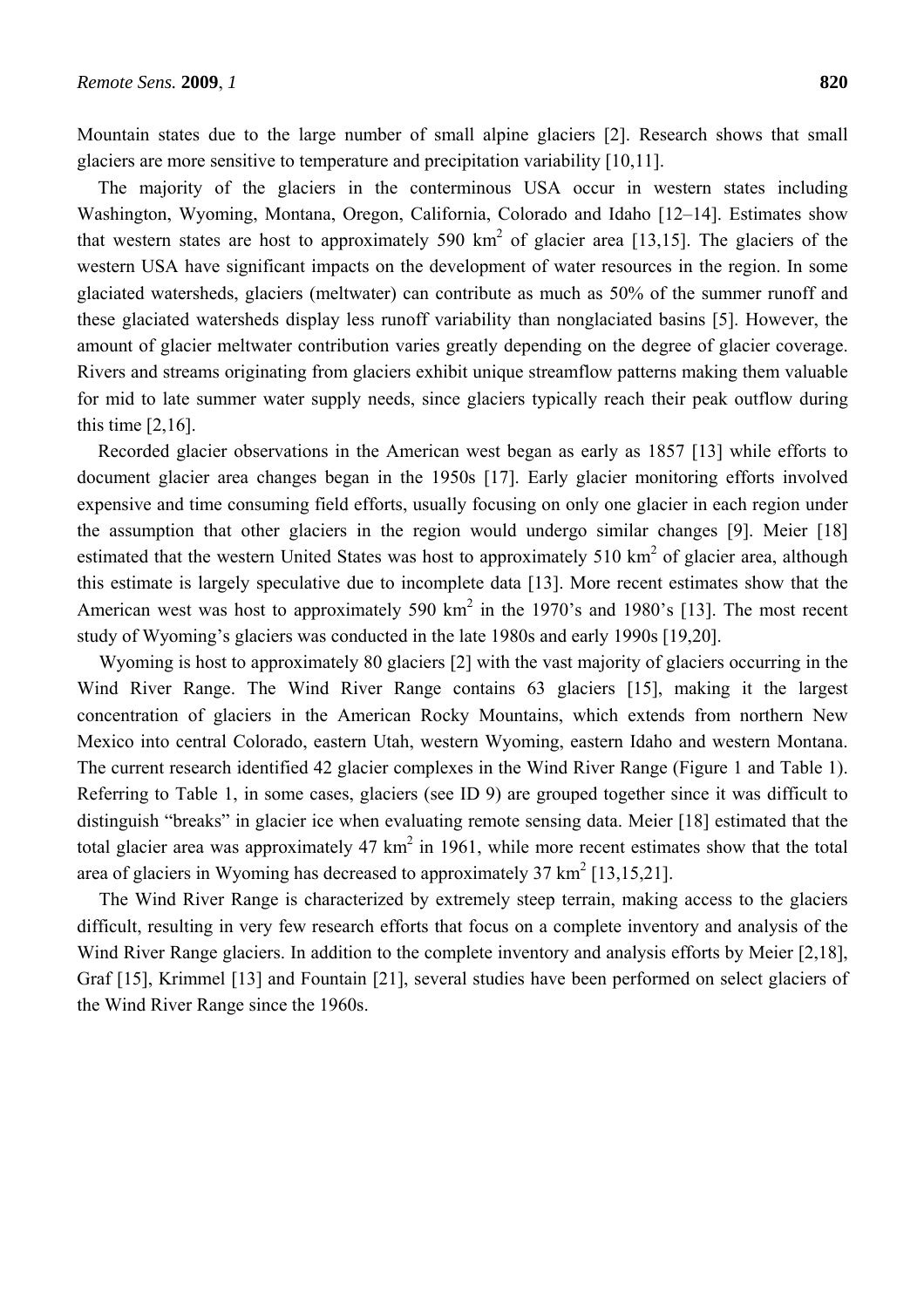Mountain states due to the large number of small alpine glaciers [2]. Research shows that small glaciers are more sensitive to temperature and precipitation variability [10,11].

The majority of the glaciers in the conterminous USA occur in western states including Washington, Wyoming, Montana, Oregon, California, Colorado and Idaho [12–14]. Estimates show that western states are host to approximately 590 $km^2$ of glacier area [13,15]. The glaciers of the western USA have significant impacts on the development of water resources in the region. In some glaciated watersheds, glaciers (meltwater) can contribute as much as 50% of the summer runoff and these glaciated watersheds display less runoff variability than nonglaciated basins [5]. However, the amount of glacier meltwater contribution varies greatly depending on the degree of glacier coverage. Rivers and streams originating from glaciers exhibit unique streamflow patterns making them valuable for mid to late summer water supply needs, since glaciers typically reach their peak outflow during this time [2,16].

Recorded glacier observations in the American west began as early as 1857 [13] while efforts to document glacier area changes began in the 1950s [17]. Early glacier monitoring efforts involved expensive and time consuming field efforts, usually focusing on only one glacier in each region under the assumption that other glaciers in the region would undergo similar changes [9]. Meier [18] estimated that the western United States was host to approximately 510 $km^2$ of glacier area, although this estimate is largely speculative due to incomplete data [13]. More recent estimates show that the American west was host to approximately 590 $km^2$ in the 1970's and 1980's [13]. The most recent study of Wyoming's glaciers was conducted in the late 1980s and early 1990s [19,20].

Wyoming is host to approximately 80 glaciers [2] with the vast majority of glaciers occurring in the Wind River Range. The Wind River Range contains 63 glaciers [15], making it the largest concentration of glaciers in the American Rocky Mountains, which extends from northern New Mexico into central Colorado, eastern Utah, western Wyoming, eastern Idaho and western Montana. The current research identified 42 glacier complexes in the Wind River Range (Figure 1 and Table 1). Referring to Table 1, in some cases, glaciers (see ID 9) are grouped together since it was difficult to distinguish "breaks" in glacier ice when evaluating remote sensing data. Meier [18] estimated that the total glacier area was approximately 47 $km^2$ in 1961, while more recent estimates show that the total area of glaciers in Wyoming has decreased to approximately 37 $km^2$ [13,15,21].

The Wind River Range is characterized by extremely steep terrain, making access to the glaciers difficult, resulting in very few research efforts that focus on a complete inventory and analysis of the Wind River Range glaciers. In addition to the complete inventory and analysis efforts by Meier [2,18], Graf [15], Krimmel [13] and Fountain [21], several studies have been performed on select glaciers of the Wind River Range since the 1960s.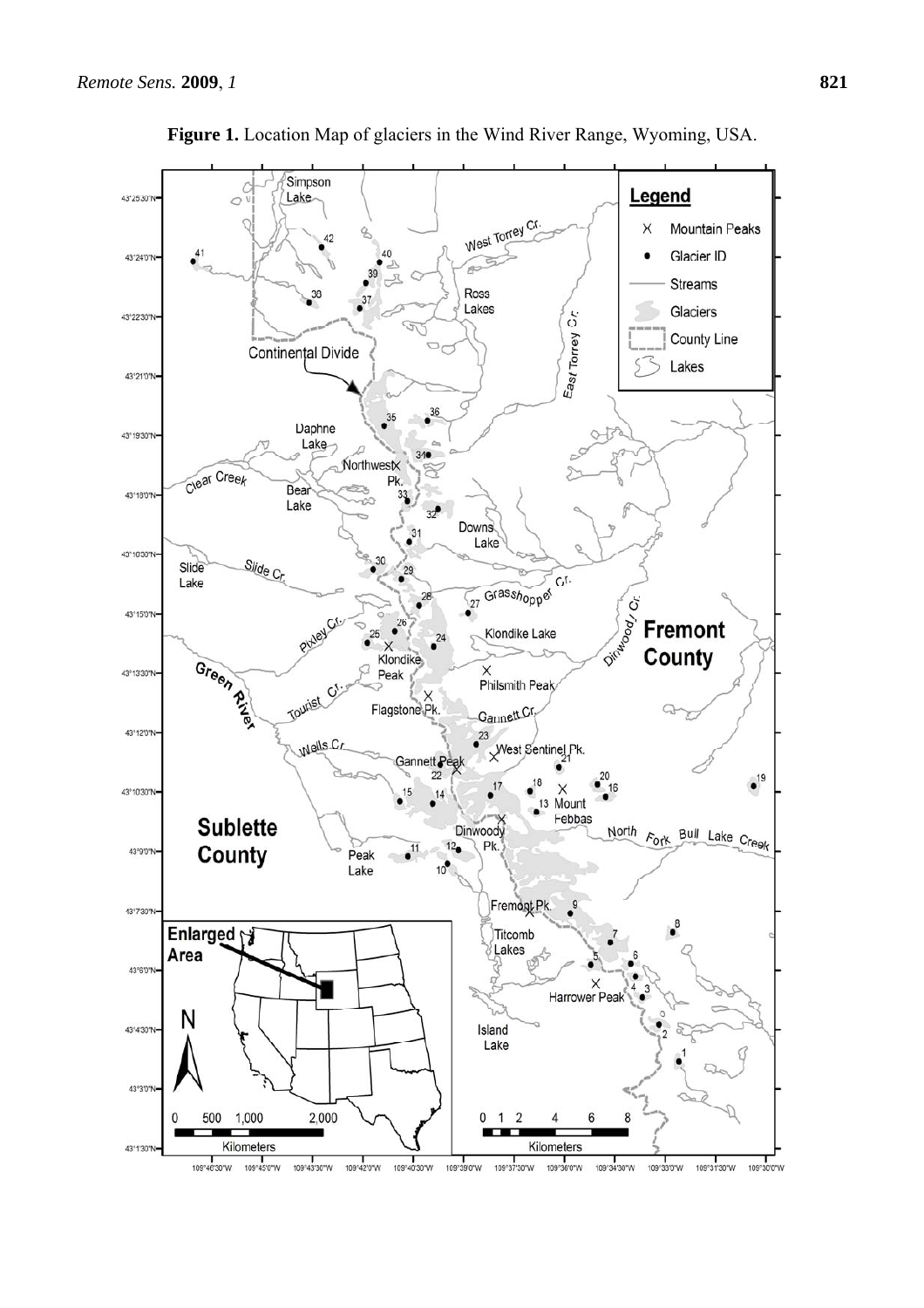**Figure 1.** Location Map of glaciers in the Wind River Range, Wyoming, USA.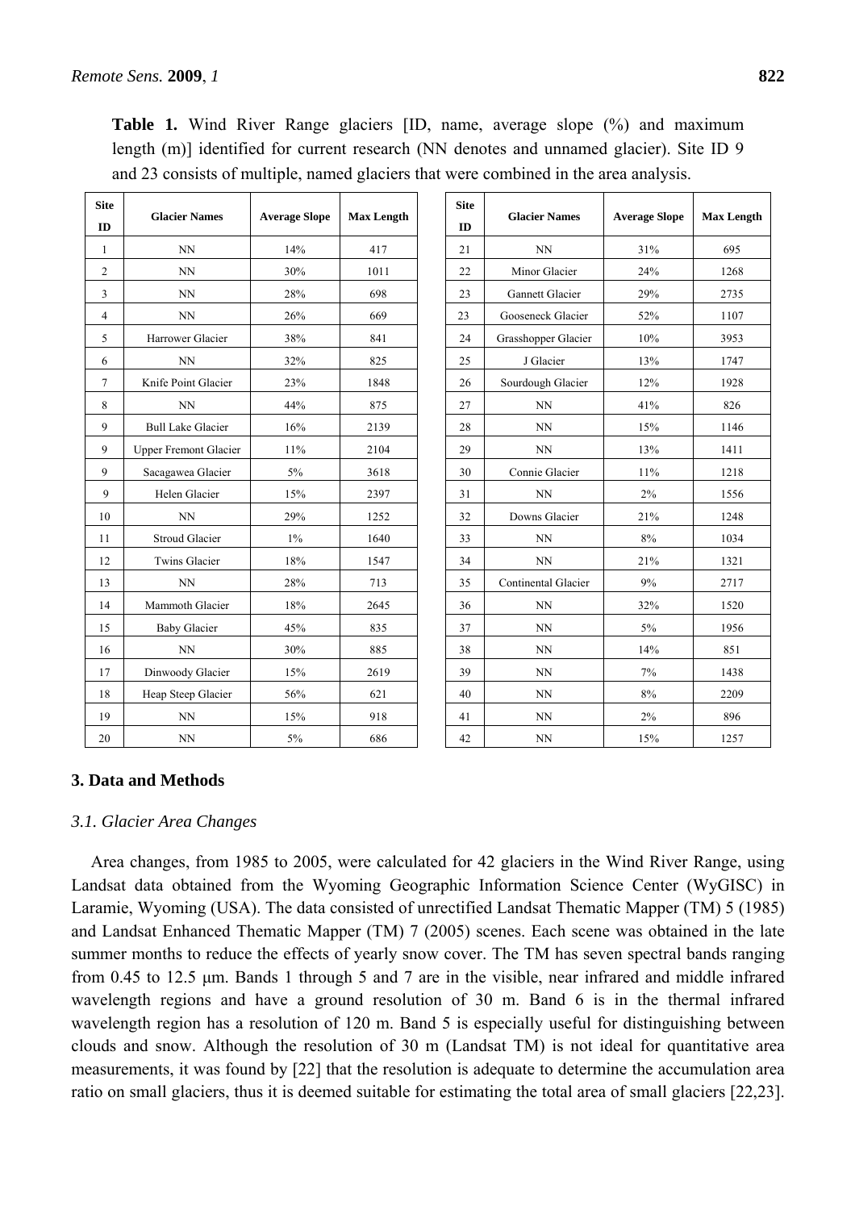**Table 1.** Wind River Range glaciers [ID, name, average slope (%) and maximum length (m)] identified for current research (NN denotes and unnamed glacier). Site ID 9 and 23 consists of multiple, named glaciers that were combined in the area analysis.

| Site ID | Glacier Names | Average Slope | Max Length |
|---|---|---|---|
| 1 | NN | 14% | 417 |
| 2 | NN | 30% | 1011 |
| 3 | NN | 28% | 698 |
| 4 | NN | 26% | 669 |
| 5 | Harrower Glacier | 38% | 841 |
| 6 | NN | 32% | 825 |
| 7 | Knife Point Glacier | 23% | 1848 |
| 8 | NN | 44% | 875 |
| 9 | Bull Lake Glacier | 16% | 2139 |
| 9 | Upper Fremont Glacier | 11% | 2104 |
| 9 | Sacagawea Glacier | 5% | 3618 |
| 9 | Helen Glacier | 15% | 2397 |
| 10 | NN | 29% | 1252 |
| 11 | Stroud Glacier | 1% | 1640 |
| 12 | Twins Glacier | 18% | 1547 |
| 13 | NN | 28% | 713 |
| 14 | Mammoth Glacier | 18% | 2645 |
| 15 | Baby Glacier | 45% | 835 |
| 16 | NN | 30% | 885 |
| 17 | Dinwoody Glacier | 15% | 2619 |
| 18 | Heap Steep Glacier | 56% | 621 |
| 19 | NN | 15% | 918 |
| 20 | NN | 5% | 686 |
| 21 | NN | 31% | 695 |
| 22 | Minor Glacier | 24% | 1268 |
| 23 | Gannett Glacier | 29% | 2735 |
| 23 | Gooseneck Glacier | 52% | 1107 |
| 24 | Grasshopper Glacier | 10% | 3953 |
| 25 | J Glacier | 13% | 1747 |
| 26 | Sourdough Glacier | 12% | 1928 |
| 27 | NN | 41% | 826 |
| 28 | NN | 15% | 1146 |
| 29 | NN | 13% | 1411 |
| 30 | Connie Glacier | 11% | 1218 |
| 31 | NN | 2% | 1556 |
| 32 | Downs Glacier | 21% | 1248 |
| 33 | NN | 8% | 1034 |
| 34 | NN | 21% | 1321 |
| 35 | Continental Glacier | 9% | 2717 |
| 36 | NN | 32% | 1520 |
| 37 | NN | 5% | 1956 |
| 38 | NN | 14% | 851 |
| 39 | NN | 7% | 1438 |
| 40 | NN | 8% | 2209 |
| 41 | NN | 2% | 896 |
| 42 | NN | 15% | 1257 |

## 3. Data and Methods

### *3.1. Glacier Area Changes*

Area changes, from 1985 to 2005, were calculated for 42 glaciers in the Wind River Range, using Landsat data obtained from the Wyoming Geographic Information Science Center (WyGISC) in Laramie, Wyoming (USA). The data consisted of unrectified Landsat Thematic Mapper (TM) 5 (1985) and Landsat Enhanced Thematic Mapper (TM) 7 (2005) scenes. Each scene was obtained in the late summer months to reduce the effects of yearly snow cover. The TM has seven spectral bands ranging from 0.45 to 12.5 μm. Bands 1 through 5 and 7 are in the visible, near infrared and middle infrared wavelength regions and have a ground resolution of 30 m. Band 6 is in the thermal infrared wavelength region has a resolution of 120 m. Band 5 is especially useful for distinguishing between clouds and snow. Although the resolution of 30 m (Landsat TM) is not ideal for quantitative area measurements, it was found by [22] that the resolution is adequate to determine the accumulation area ratio on small glaciers, thus it is deemed suitable for estimating the total area of small glaciers [22,23].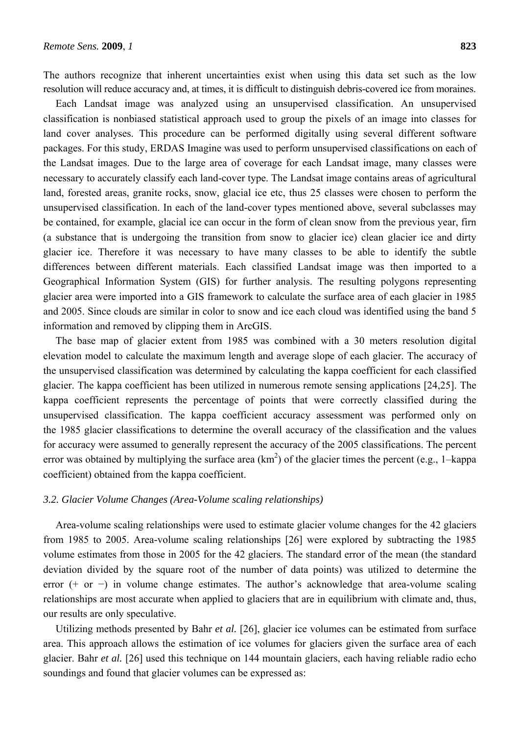The authors recognize that inherent uncertainties exist when using this data set such as the low resolution will reduce accuracy and, at times, it is difficult to distinguish debris-covered ice from moraines.

Each Landsat image was analyzed using an unsupervised classification. An unsupervised classification is nonbiased statistical approach used to group the pixels of an image into classes for land cover analyses. This procedure can be performed digitally using several different software packages. For this study, ERDAS Imagine was used to perform unsupervised classifications on each of the Landsat images. Due to the large area of coverage for each Landsat image, many classes were necessary to accurately classify each land-cover type. The Landsat image contains areas of agricultural land, forested areas, granite rocks, snow, glacial ice etc, thus 25 classes were chosen to perform the unsupervised classification. In each of the land-cover types mentioned above, several subclasses may be contained, for example, glacial ice can occur in the form of clean snow from the previous year, firn (a substance that is undergoing the transition from snow to glacier ice) clean glacier ice and dirty glacier ice. Therefore it was necessary to have many classes to be able to identify the subtle differences between different materials. Each classified Landsat image was then imported to a Geographical Information System (GIS) for further analysis. The resulting polygons representing glacier area were imported into a GIS framework to calculate the surface area of each glacier in 1985 and 2005. Since clouds are similar in color to snow and ice each cloud was identified using the band 5 information and removed by clipping them in ArcGIS.

The base map of glacier extent from 1985 was combined with a 30 meters resolution digital elevation model to calculate the maximum length and average slope of each glacier. The accuracy of the unsupervised classification was determined by calculating the kappa coefficient for each classified glacier. The kappa coefficient has been utilized in numerous remote sensing applications [24,25]. The kappa coefficient represents the percentage of points that were correctly classified during the unsupervised classification. The kappa coefficient accuracy assessment was performed only on the 1985 glacier classifications to determine the overall accuracy of the classification and the values for accuracy were assumed to generally represent the accuracy of the 2005 classifications. The percent error was obtained by multiplying the surface area ($km^2$) of the glacier times the percent (e.g., 1–kappa coefficient) obtained from the kappa coefficient.

### 3.2. Glacier Volume Changes (Area-Volume scaling relationships)

Area-volume scaling relationships were used to estimate glacier volume changes for the 42 glaciers from 1985 to 2005. Area-volume scaling relationships [26] were explored by subtracting the 1985 volume estimates from those in 2005 for the 42 glaciers. The standard error of the mean (the standard deviation divided by the square root of the number of data points) was utilized to determine the error (+ or −) in volume change estimates. The author's acknowledge that area-volume scaling relationships are most accurate when applied to glaciers that are in equilibrium with climate and, thus, our results are only speculative.

Utilizing methods presented by Bahr *et al.* [26], glacier ice volumes can be estimated from surface area. This approach allows the estimation of ice volumes for glaciers given the surface area of each glacier. Bahr *et al.* [26] used this technique on 144 mountain glaciers, each having reliable radio echo soundings and found that glacier volumes can be expressed as: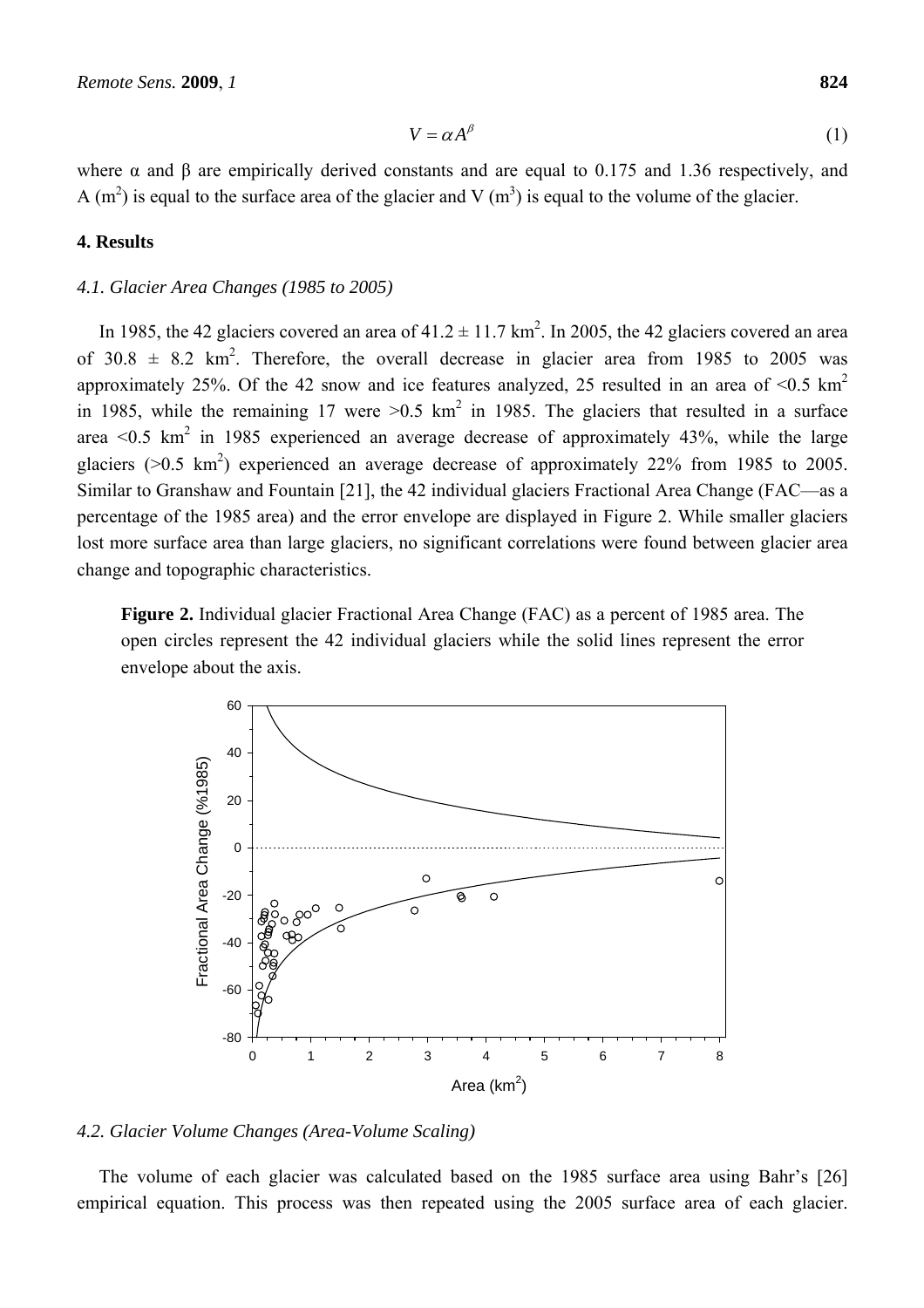$$V = \alpha A^{\beta} \tag{1}$$

where α and β are empirically derived constants and are equal to 0.175 and 1.36 respectively, and A ($m^2$) is equal to the surface area of the glacier and V ($m^3$) is equal to the volume of the glacier.

## 4. Results

### *4.1. Glacier Area Changes (1985 to 2005)*

In 1985, the 42 glaciers covered an area of $41.2 \pm 11.7$ km$^2$. In 2005, the 42 glaciers covered an area of $30.8 \pm 8.2$ km$^2$. Therefore, the overall decrease in glacier area from 1985 to 2005 was approximately 25%. Of the 42 snow and ice features analyzed, 25 resulted in an area of <0.5 km$^2$ in 1985, while the remaining 17 were >0.5 km$^2$ in 1985. The glaciers that resulted in a surface area <0.5 km$^2$ in 1985 experienced an average decrease of approximately 43%, while the large glaciers (>0.5 km$^2$) experienced an average decrease of approximately 22% from 1985 to 2005. Similar to Granshaw and Fountain [21], the 42 individual glaciers Fractional Area Change (FAC—as a percentage of the 1985 area) and the error envelope are displayed in Figure 2. While smaller glaciers lost more surface area than large glaciers, no significant correlations were found between glacier area change and topographic characteristics.

**Figure 2.** Individual glacier Fractional Area Change (FAC) as a percent of 1985 area. The open circles represent the 42 individual glaciers while the solid lines represent the error envelope about the axis.

### *4.2. Glacier Volume Changes (Area-Volume Scaling)*

The volume of each glacier was calculated based on the 1985 surface area using Bahr's [26] empirical equation. This process was then repeated using the 2005 surface area of each glacier.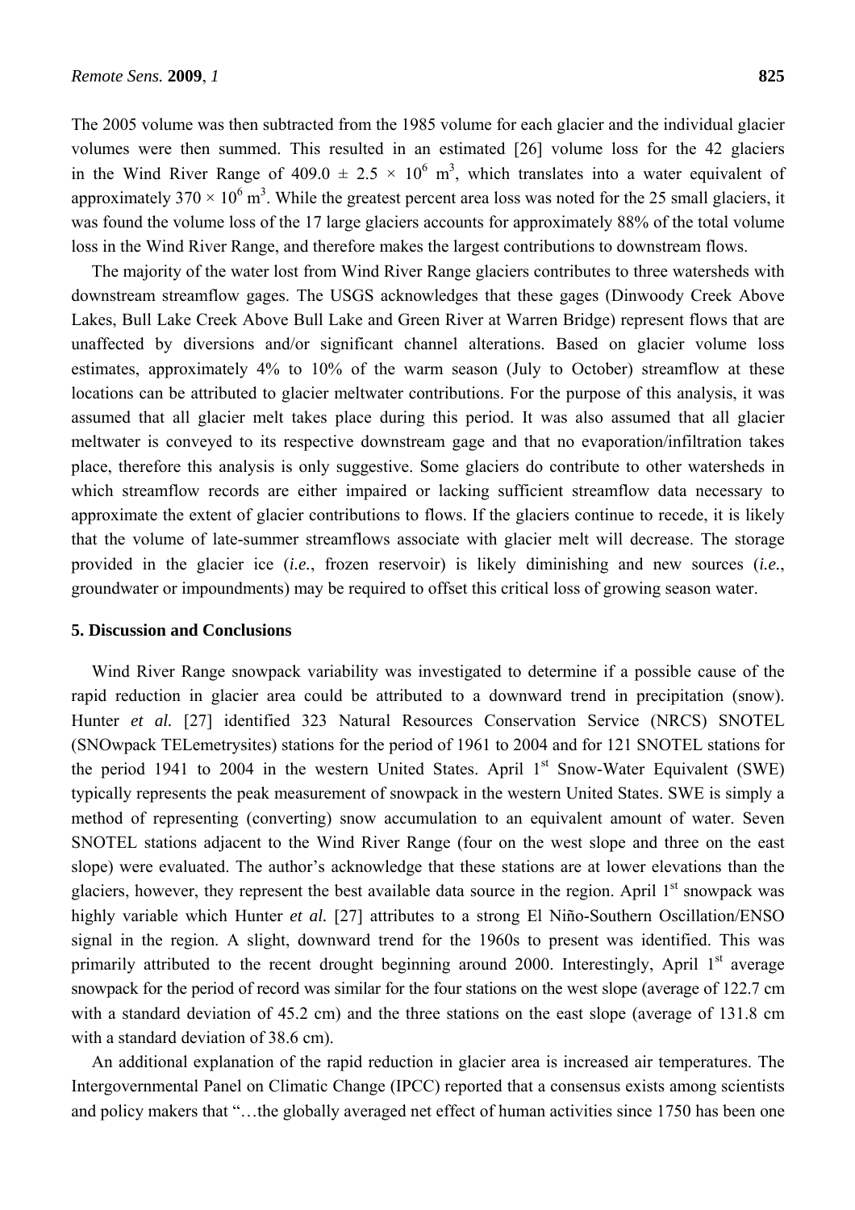The 2005 volume was then subtracted from the 1985 volume for each glacier and the individual glacier volumes were then summed. This resulted in an estimated [26] volume loss for the 42 glaciers in the Wind River Range of $409.0 \pm 2.5 \times 10^6$ m$^3$, which translates into a water equivalent of approximately $370 \times 10^6$ m$^3$. While the greatest percent area loss was noted for the 25 small glaciers, it was found the volume loss of the 17 large glaciers accounts for approximately 88% of the total volume loss in the Wind River Range, and therefore makes the largest contributions to downstream flows.

The majority of the water lost from Wind River Range glaciers contributes to three watersheds with downstream streamflow gages. The USGS acknowledges that these gages (Dinwoody Creek Above Lakes, Bull Lake Creek Above Bull Lake and Green River at Warren Bridge) represent flows that are unaffected by diversions and/or significant channel alterations. Based on glacier volume loss estimates, approximately 4% to 10% of the warm season (July to October) streamflow at these locations can be attributed to glacier meltwater contributions. For the purpose of this analysis, it was assumed that all glacier melt takes place during this period. It was also assumed that all glacier meltwater is conveyed to its respective downstream gage and that no evaporation/infiltration takes place, therefore this analysis is only suggestive. Some glaciers do contribute to other watersheds in which streamflow records are either impaired or lacking sufficient streamflow data necessary to approximate the extent of glacier contributions to flows. If the glaciers continue to recede, it is likely that the volume of late-summer streamflows associate with glacier melt will decrease. The storage provided in the glacier ice (*i.e.*, frozen reservoir) is likely diminishing and new sources (*i.e.*, groundwater or impoundments) may be required to offset this critical loss of growing season water.

## 5. Discussion and Conclusions

Wind River Range snowpack variability was investigated to determine if a possible cause of the rapid reduction in glacier area could be attributed to a downward trend in precipitation (snow). Hunter *et al.* [27] identified 323 Natural Resources Conservation Service (NRCS) SNOTEL (SNOwpack TELemetrysites) stations for the period of 1961 to 2004 and for 121 SNOTEL stations for the period 1941 to 2004 in the western United States. April 1st Snow-Water Equivalent (SWE) typically represents the peak measurement of snowpack in the western United States. SWE is simply a method of representing (converting) snow accumulation to an equivalent amount of water. Seven SNOTEL stations adjacent to the Wind River Range (four on the west slope and three on the east slope) were evaluated. The author's acknowledge that these stations are at lower elevations than the glaciers, however, they represent the best available data source in the region. April 1st snowpack was highly variable which Hunter *et al.* [27] attributes to a strong El Niño-Southern Oscillation/ENSO signal in the region. A slight, downward trend for the 1960s to present was identified. This was primarily attributed to the recent drought beginning around 2000. Interestingly, April 1st average snowpack for the period of record was similar for the four stations on the west slope (average of 122.7 cm with a standard deviation of 45.2 cm) and the three stations on the east slope (average of 131.8 cm with a standard deviation of 38.6 cm).

An additional explanation of the rapid reduction in glacier area is increased air temperatures. The Intergovernmental Panel on Climatic Change (IPCC) reported that a consensus exists among scientists and policy makers that "…the globally averaged net effect of human activities since 1750 has been one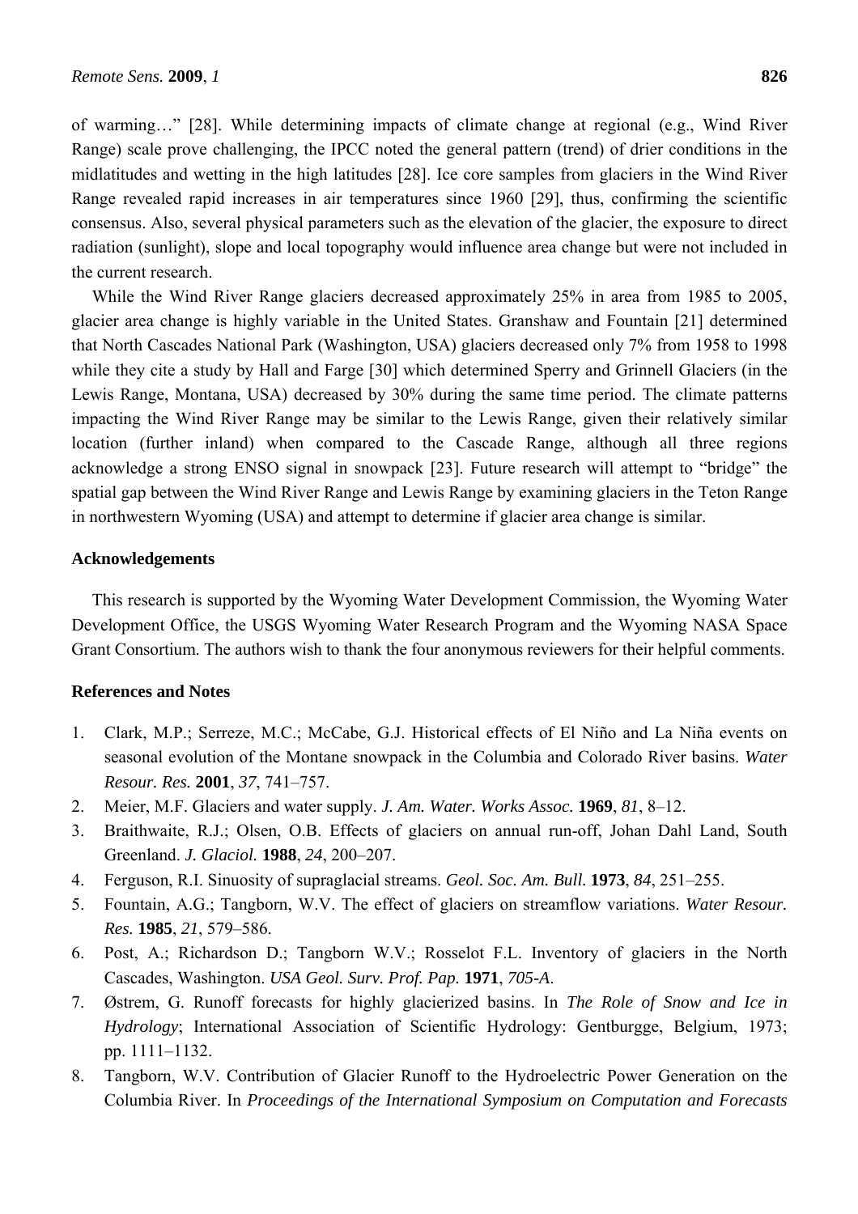of warming…" [28]. While determining impacts of climate change at regional (e.g., Wind River Range) scale prove challenging, the IPCC noted the general pattern (trend) of drier conditions in the midlatitudes and wetting in the high latitudes [28]. Ice core samples from glaciers in the Wind River Range revealed rapid increases in air temperatures since 1960 [29], thus, confirming the scientific consensus. Also, several physical parameters such as the elevation of the glacier, the exposure to direct radiation (sunlight), slope and local topography would influence area change but were not included in the current research.

While the Wind River Range glaciers decreased approximately 25% in area from 1985 to 2005, glacier area change is highly variable in the United States. Granshaw and Fountain [21] determined that North Cascades National Park (Washington, USA) glaciers decreased only 7% from 1958 to 1998 while they cite a study by Hall and Farge [30] which determined Sperry and Grinnell Glaciers (in the Lewis Range, Montana, USA) decreased by 30% during the same time period. The climate patterns impacting the Wind River Range may be similar to the Lewis Range, given their relatively similar location (further inland) when compared to the Cascade Range, although all three regions acknowledge a strong ENSO signal in snowpack [23]. Future research will attempt to "bridge" the spatial gap between the Wind River Range and Lewis Range by examining glaciers in the Teton Range in northwestern Wyoming (USA) and attempt to determine if glacier area change is similar.

## Acknowledgements

This research is supported by the Wyoming Water Development Commission, the Wyoming Water Development Office, the USGS Wyoming Water Research Program and the Wyoming NASA Space Grant Consortium. The authors wish to thank the four anonymous reviewers for their helpful comments.

## References and Notes

1. Clark, M.P.; Serreze, M.C.; McCabe, G.J. Historical effects of El Niño and La Niña events on seasonal evolution of the Montane snowpack in the Columbia and Colorado River basins. *Water Resour. Res.* **2001**, *37*, 741–757.
2. Meier, M.F. Glaciers and water supply. *J. Am. Water. Works Assoc.* **1969**, *81*, 8–12.
3. Braithwaite, R.J.; Olsen, O.B. Effects of glaciers on annual run-off, Johan Dahl Land, South Greenland. *J. Glaciol.* **1988**, *24*, 200–207.
4. Ferguson, R.I. Sinuosity of supraglacial streams. *Geol. Soc. Am. Bull.* **1973**, *84*, 251–255.
5. Fountain, A.G.; Tangborn, W.V. The effect of glaciers on streamflow variations. *Water Resour. Res.* **1985**, *21*, 579–586.
6. Post, A.; Richardson D.; Tangborn W.V.; Rosselot F.L. Inventory of glaciers in the North Cascades, Washington. *USA Geol. Surv. Prof. Pap.* **1971**, *705-A*.
7. Østrem, G. Runoff forecasts for highly glacierized basins. In *The Role of Snow and Ice in Hydrology*; International Association of Scientific Hydrology: Gentburgge, Belgium, 1973; pp. 1111–1132.
8. Tangborn, W.V. Contribution of Glacier Runoff to the Hydroelectric Power Generation on the Columbia River. In *Proceedings of the International Symposium on Computation and Forecasts*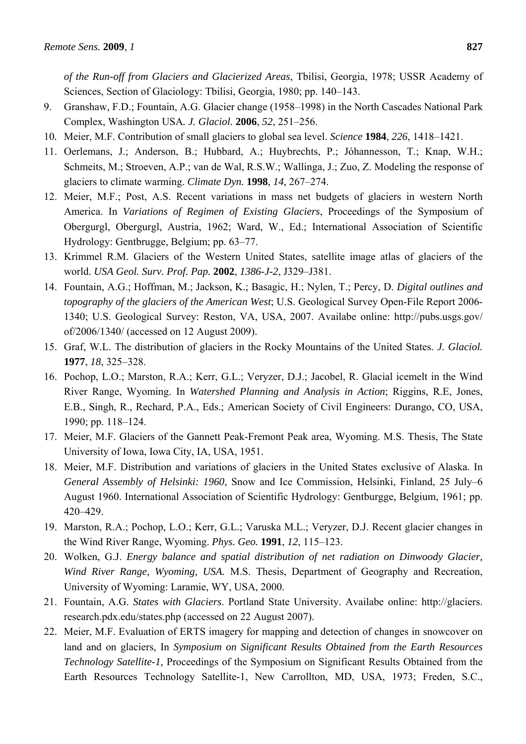*of the Run-off from Glaciers and Glacierized Areas*, Tbilisi, Georgia, 1978; USSR Academy of Sciences, Section of Glaciology: Tbilisi, Georgia, 1980; pp. 140–143.

9. Granshaw, F.D.; Fountain, A.G. Glacier change (1958–1998) in the North Cascades National Park Complex, Washington USA. *J. Glaciol.* **2006**, *52*, 251–256.
10. Meier, M.F. Contribution of small glaciers to global sea level. *Science* **1984**, *226*, 1418–1421.
11. Oerlemans, J.; Anderson, B.; Hubbard, A.; Huybrechts, P.; Jóhannesson, T.; Knap, W.H.; Schmeits, M.; Stroeven, A.P.; van de Wal, R.S.W.; Wallinga, J.; Zuo, Z. Modeling the response of glaciers to climate warming. *Climate Dyn.* **1998**, *14*, 267–274.
12. Meier, M.F.; Post, A.S. Recent variations in mass net budgets of glaciers in western North America. In *Variations of Regimen of Existing Glaciers*, Proceedings of the Symposium of Obergurgl, Obergurgl, Austria, 1962; Ward, W., Ed.; International Association of Scientific Hydrology: Gentbrugge, Belgium; pp. 63–77.
13. Krimmel R.M. Glaciers of the Western United States, satellite image atlas of glaciers of the world. *USA Geol. Surv. Prof. Pap.* **2002**, *1386-J-2*, J329–J381.
14. Fountain, A.G.; Hoffman, M.; Jackson, K.; Basagic, H.; Nylen, T.; Percy, D. *Digital outlines and topography of the glaciers of the American West*; U.S. Geological Survey Open-File Report 2006-1340; U.S. Geological Survey: Reston, VA, USA, 2007. Availabe online: http://pubs.usgs.gov/of/2006/1340/ (accessed on 12 August 2009).
15. Graf, W.L. The distribution of glaciers in the Rocky Mountains of the United States. *J. Glaciol.* **1977**, *18*, 325–328.
16. Pochop, L.O.; Marston, R.A.; Kerr, G.L.; Veryzer, D.J.; Jacobel, R. Glacial icemelt in the Wind River Range, Wyoming. In *Watershed Planning and Analysis in Action*; Riggins, R.E, Jones, E.B., Singh, R., Rechard, P.A., Eds.; American Society of Civil Engineers: Durango, CO, USA, 1990; pp. 118–124.
17. Meier, M.F. Glaciers of the Gannett Peak-Fremont Peak area, Wyoming. M.S. Thesis, The State University of Iowa, Iowa City, IA, USA, 1951.
18. Meier, M.F. Distribution and variations of glaciers in the United States exclusive of Alaska. In *General Assembly of Helsinki: 1960*, Snow and Ice Commission, Helsinki, Finland, 25 July–6 August 1960. International Association of Scientific Hydrology: Gentburgge, Belgium, 1961; pp. 420–429.
19. Marston, R.A.; Pochop, L.O.; Kerr, G.L.; Varuska M.L.; Veryzer, D.J. Recent glacier changes in the Wind River Range, Wyoming. *Phys. Geo.* **1991**, *12*, 115–123.
20. Wolken, G.J. *Energy balance and spatial distribution of net radiation on Dinwoody Glacier, Wind River Range, Wyoming, USA.* M.S. Thesis, Department of Geography and Recreation, University of Wyoming: Laramie, WY, USA, 2000.
21. Fountain, A.G. *States with Glaciers*. Portland State University. Availabe online: http://glaciers.research.pdx.edu/states.php (accessed on 22 August 2007).
22. Meier, M.F. Evaluation of ERTS imagery for mapping and detection of changes in snowcover on land and on glaciers, In *Symposium on Significant Results Obtained from the Earth Resources Technology Satellite-1,* Proceedings of the Symposium on Significant Results Obtained from the Earth Resources Technology Satellite-1, New Carrollton, MD, USA, 1973; Freden, S.C.,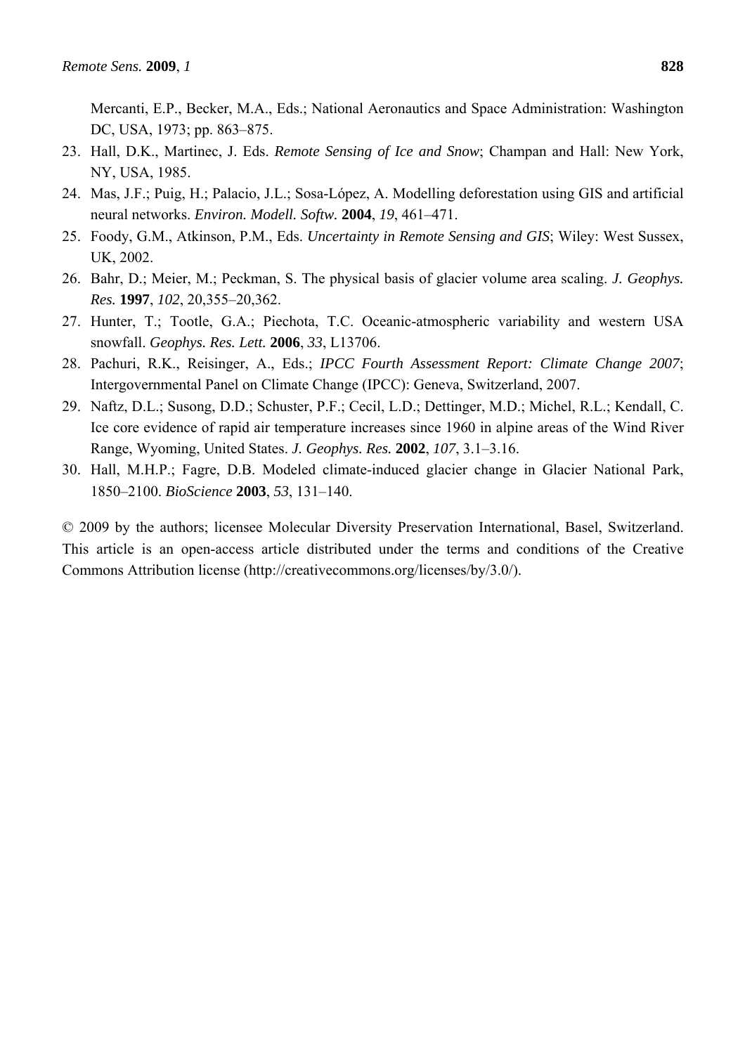Mercanti, E.P., Becker, M.A., Eds.; National Aeronautics and Space Administration: Washington DC, USA, 1973; pp. 863–875.

23. Hall, D.K., Martinec, J. Eds. *Remote Sensing of Ice and Snow*; Champan and Hall: New York, NY, USA, 1985.
24. Mas, J.F.; Puig, H.; Palacio, J.L.; Sosa-López, A. Modelling deforestation using GIS and artificial neural networks. *Environ. Modell. Softw.* **2004**, *19*, 461–471.
25. Foody, G.M., Atkinson, P.M., Eds. *Uncertainty in Remote Sensing and GIS*; Wiley: West Sussex, UK, 2002.
26. Bahr, D.; Meier, M.; Peckman, S. The physical basis of glacier volume area scaling. *J. Geophys. Res.* **1997**, *102*, 20,355–20,362.
27. Hunter, T.; Tootle, G.A.; Piechota, T.C. Oceanic-atmospheric variability and western USA snowfall. *Geophys. Res. Lett.* **2006**, *33*, L13706.
28. Pachuri, R.K., Reisinger, A., Eds.; *IPCC Fourth Assessment Report: Climate Change 2007*; Intergovernmental Panel on Climate Change (IPCC): Geneva, Switzerland, 2007.
29. Naftz, D.L.; Susong, D.D.; Schuster, P.F.; Cecil, L.D.; Dettinger, M.D.; Michel, R.L.; Kendall, C. Ice core evidence of rapid air temperature increases since 1960 in alpine areas of the Wind River Range, Wyoming, United States. *J. Geophys. Res.* **2002**, *107*, 3.1–3.16.
30. Hall, M.H.P.; Fagre, D.B. Modeled climate-induced glacier change in Glacier National Park, 1850–2100. *BioScience* **2003**, *53*, 131–140.

© 2009 by the authors; licensee Molecular Diversity Preservation International, Basel, Switzerland. This article is an open-access article distributed under the terms and conditions of the Creative Commons Attribution license (http://creativecommons.org/licenses/by/3.0/).